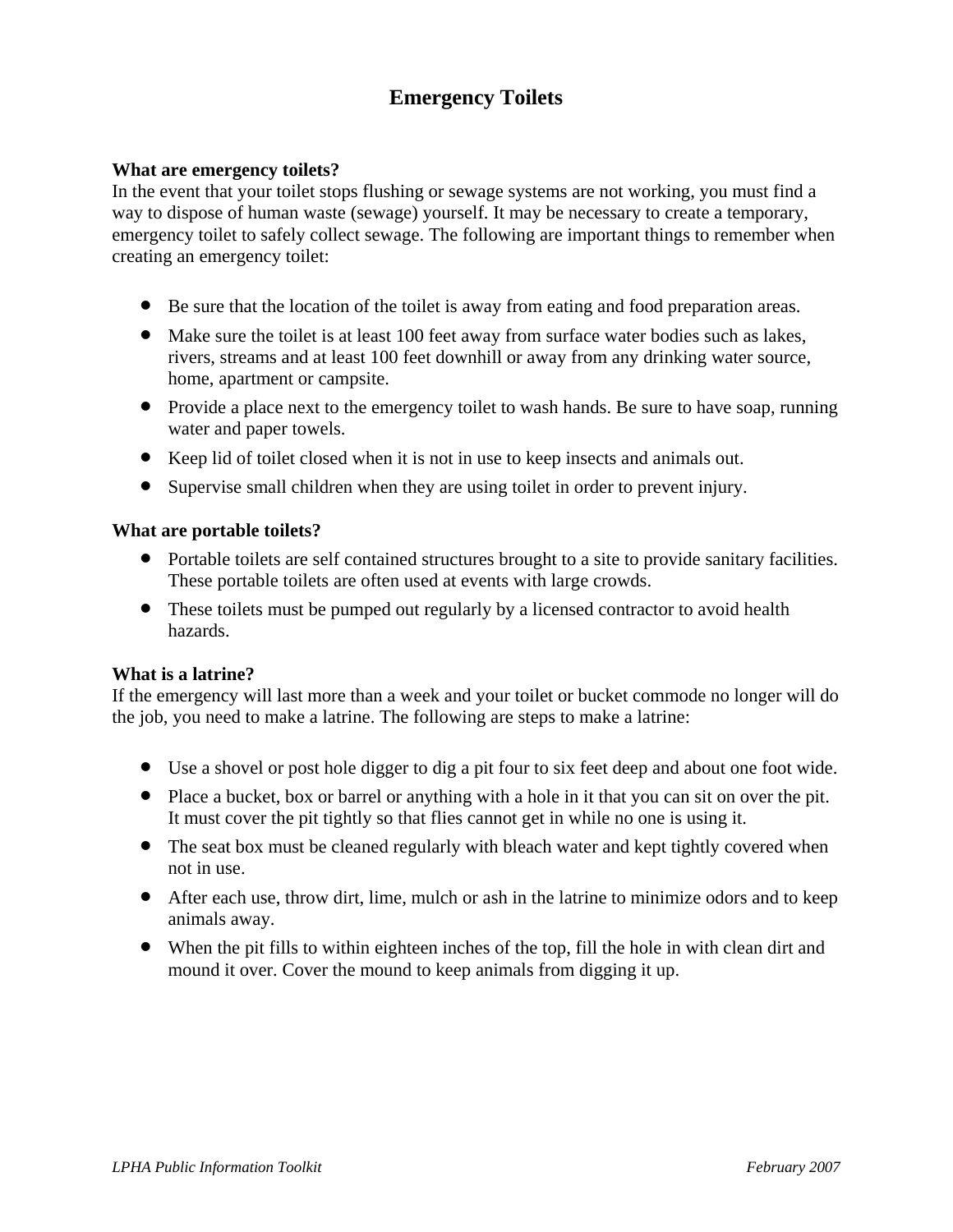# Emergency Toilets

**What are emergency toilets?**
In the event that your toilet stops flushing or sewage systems are not working, you must find a way to dispose of human waste (sewage) yourself. It may be necessary to create a temporary, emergency toilet to safely collect sewage. The following are important things to remember when creating an emergency toilet:

- Be sure that the location of the toilet is away from eating and food preparation areas.
- Make sure the toilet is at least 100 feet away from surface water bodies such as lakes, rivers, streams and at least 100 feet downhill or away from any drinking water source, home, apartment or campsite.
- Provide a place next to the emergency toilet to wash hands. Be sure to have soap, running water and paper towels.
- Keep lid of toilet closed when it is not in use to keep insects and animals out.
- Supervise small children when they are using toilet in order to prevent injury.

**What are portable toilets?**

- Portable toilets are self contained structures brought to a site to provide sanitary facilities. These portable toilets are often used at events with large crowds.
- These toilets must be pumped out regularly by a licensed contractor to avoid health hazards.

**What is a latrine?**
If the emergency will last more than a week and your toilet or bucket commode no longer will do the job, you need to make a latrine. The following are steps to make a latrine:

- Use a shovel or post hole digger to dig a pit four to six feet deep and about one foot wide.
- Place a bucket, box or barrel or anything with a hole in it that you can sit on over the pit. It must cover the pit tightly so that flies cannot get in while no one is using it.
- The seat box must be cleaned regularly with bleach water and kept tightly covered when not in use.
- After each use, throw dirt, lime, mulch or ash in the latrine to minimize odors and to keep animals away.
- When the pit fills to within eighteen inches of the top, fill the hole in with clean dirt and mound it over. Cover the mound to keep animals from digging it up.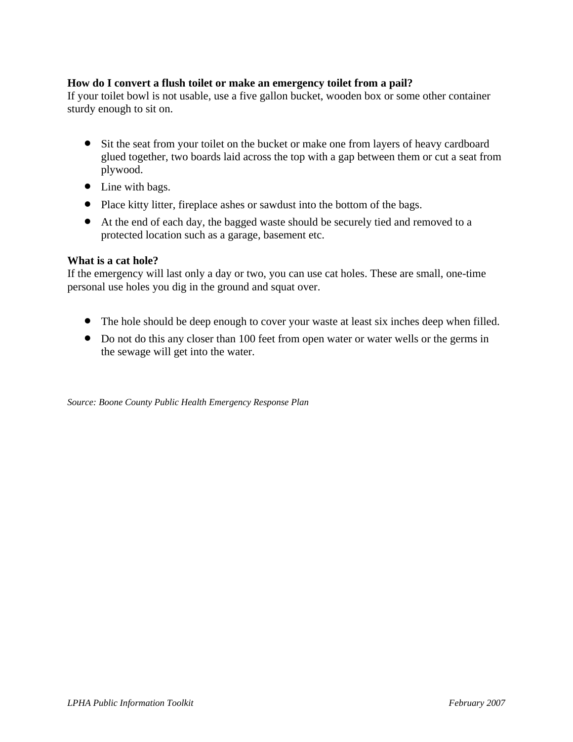**How do I convert a flush toilet or make an emergency toilet from a pail?**
If your toilet bowl is not usable, use a five gallon bucket, wooden box or some other container sturdy enough to sit on.

- Sit the seat from your toilet on the bucket or make one from layers of heavy cardboard glued together, two boards laid across the top with a gap between them or cut a seat from plywood.
- Line with bags.
- Place kitty litter, fireplace ashes or sawdust into the bottom of the bags.
- At the end of each day, the bagged waste should be securely tied and removed to a protected location such as a garage, basement etc.

**What is a cat hole?**
If the emergency will last only a day or two, you can use cat holes. These are small, one-time personal use holes you dig in the ground and squat over.

- The hole should be deep enough to cover your waste at least six inches deep when filled.
- Do not do this any closer than 100 feet from open water or water wells or the germs in the sewage will get into the water.

*Source: Boone County Public Health Emergency Response Plan*